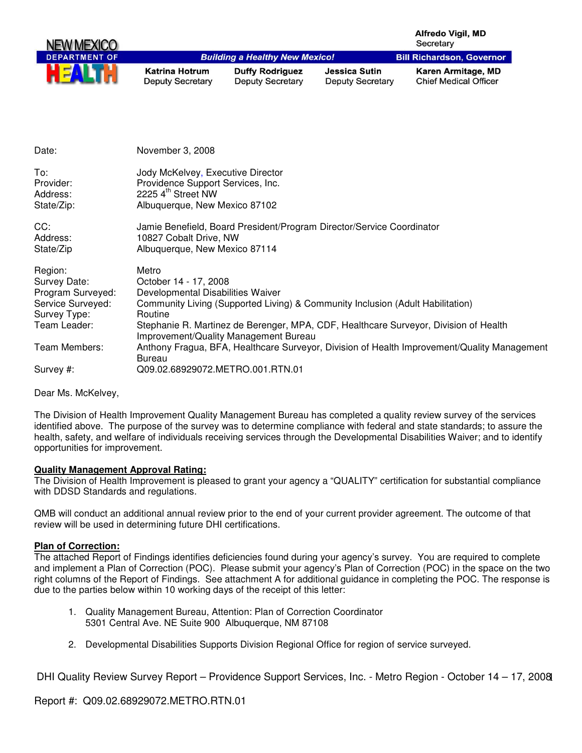NEW MEXICO DEPARTMENT OF HEALTH

*Building a Healthy New Mexico!*

**Alfredo Vigil, MD**
Secretary

**Bill Richardson, Governor**

**Katrina Hotrum**
Deputy Secretary

**Duffy Rodriguez**
Deputy Secretary

**Jessica Sutin**
Deputy Secretary

**Karen Armitage, MD**
Chief Medical Officer

| | |
|---|---|
| Date: | November 3, 2008 |
| To: | Jody McKelvey, Executive Director |
| Provider: | Providence Support Services, Inc. |
| Address: | 2225 4th Street NW |
| State/Zip: | Albuquerque, New Mexico 87102 |
| CC: | Jamie Benefield, Board President/Program Director/Service Coordinator |
| Address: | 10827 Cobalt Drive, NW |
| State/Zip | Albuquerque, New Mexico 87114 |
| Region: | Metro |
| Survey Date: | October 14 - 17, 2008 |
| Program Surveyed: | Developmental Disabilities Waiver |
| Service Surveyed: | Community Living (Supported Living) & Community Inclusion (Adult Habilitation) |
| Survey Type: | Routine |
| Team Leader: | Stephanie R. Martinez de Berenger, MPA, CDF, Healthcare Surveyor, Division of Health Improvement/Quality Management Bureau |
| Team Members: | Anthony Fragua, BFA, Healthcare Surveyor, Division of Health Improvement/Quality Management Bureau |
| Survey #: | Q09.02.68929072.METRO.001.RTN.01 |

Dear Ms. McKelvey,

The Division of Health Improvement Quality Management Bureau has completed a quality review survey of the services identified above. The purpose of the survey was to determine compliance with federal and state standards; to assure the health, safety, and welfare of individuals receiving services through the Developmental Disabilities Waiver; and to identify opportunities for improvement.

**Quality Management Approval Rating:**

The Division of Health Improvement is pleased to grant your agency a "QUALITY" certification for substantial compliance with DDSD Standards and regulations.

QMB will conduct an additional annual review prior to the end of your current provider agreement. The outcome of that review will be used in determining future DHI certifications.

**Plan of Correction:**

The attached Report of Findings identifies deficiencies found during your agency's survey. You are required to complete and implement a Plan of Correction (POC). Please submit your agency's Plan of Correction (POC) in the space on the two right columns of the Report of Findings. See attachment A for additional guidance in completing the POC. The response is due to the parties below within 10 working days of the receipt of this letter:

1. Quality Management Bureau, Attention: Plan of Correction Coordinator
   5301 Central Ave. NE Suite 900 Albuquerque, NM 87108

2. Developmental Disabilities Supports Division Regional Office for region of service surveyed.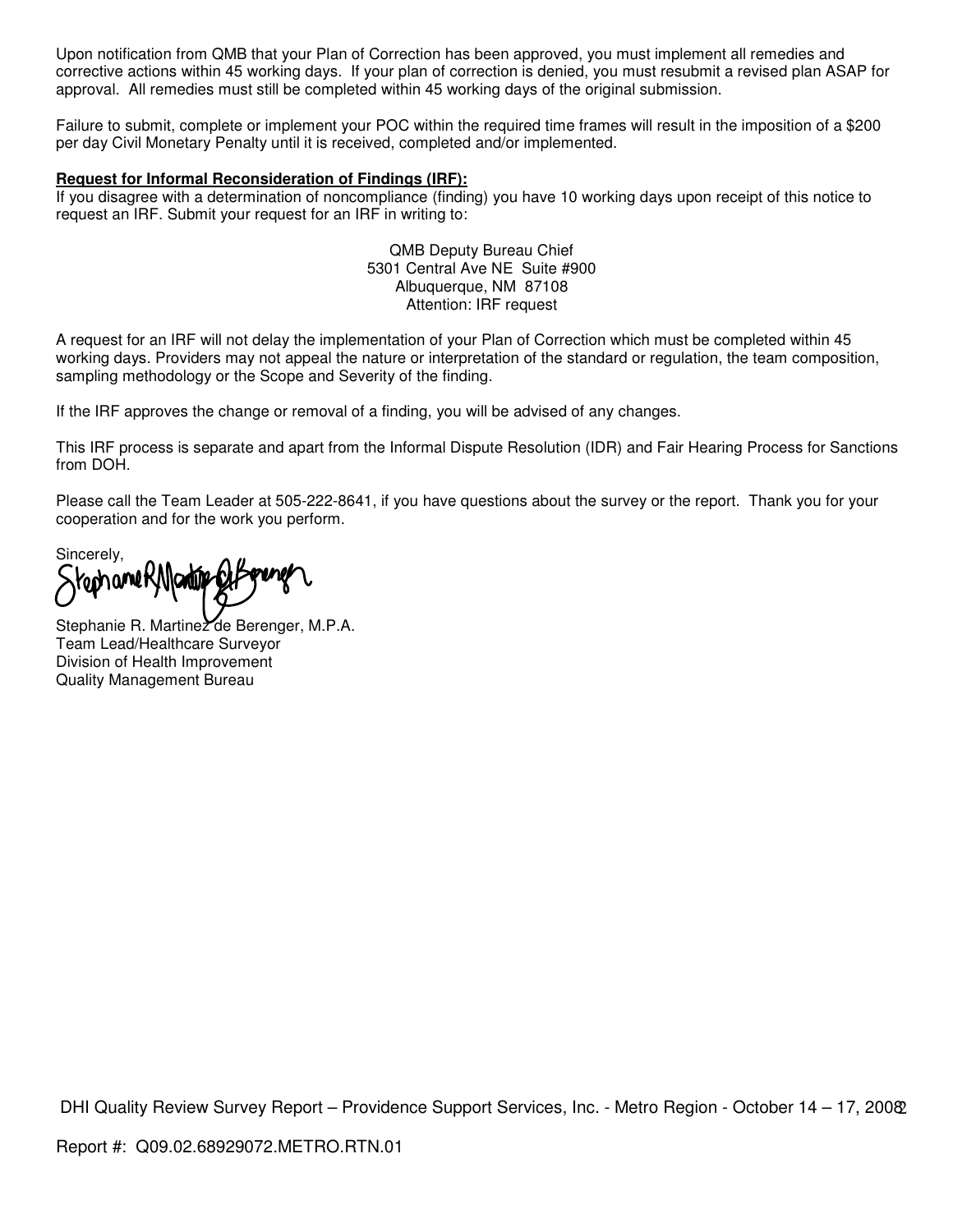Upon notification from QMB that your Plan of Correction has been approved, you must implement all remedies and corrective actions within 45 working days. If your plan of correction is denied, you must resubmit a revised plan ASAP for approval. All remedies must still be completed within 45 working days of the original submission.

Failure to submit, complete or implement your POC within the required time frames will result in the imposition of a $200 per day Civil Monetary Penalty until it is received, completed and/or implemented.

**Request for Informal Reconsideration of Findings (IRF):**

If you disagree with a determination of noncompliance (finding) you have 10 working days upon receipt of this notice to request an IRF. Submit your request for an IRF in writing to:

QMB Deputy Bureau Chief
5301 Central Ave NE Suite #900
Albuquerque, NM 87108
Attention: IRF request

A request for an IRF will not delay the implementation of your Plan of Correction which must be completed within 45 working days. Providers may not appeal the nature or interpretation of the standard or regulation, the team composition, sampling methodology or the Scope and Severity of the finding.

If the IRF approves the change or removal of a finding, you will be advised of any changes.

This IRF process is separate and apart from the Informal Dispute Resolution (IDR) and Fair Hearing Process for Sanctions from DOH.

Please call the Team Leader at 505-222-8641, if you have questions about the survey or the report. Thank you for your cooperation and for the work you perform.

Sincerely,

Stephanie R. Martinez de Berenger, M.P.A.
Team Lead/Healthcare Surveyor
Division of Health Improvement
Quality Management Bureau

DHI Quality Review Survey Report – Providence Support Services, Inc. - Metro Region - October 14 – 17, 2008

Report #: Q09.02.68929072.METRO.RTN.01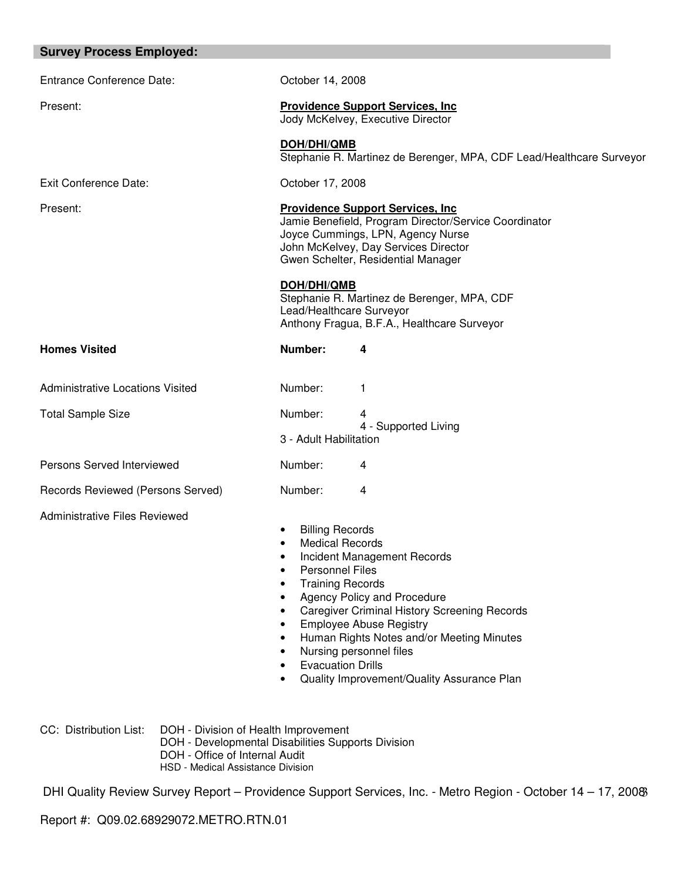## Survey Process Employed:

**Entrance Conference Date:** October 14, 2008

**Present:**

**Providence Support Services, Inc**
Jody McKelvey, Executive Director

**DOH/DHI/QMB**
Stephanie R. Martinez de Berenger, MPA, CDF Lead/Healthcare Surveyor

**Exit Conference Date:** October 17, 2008

**Present:**

**Providence Support Services, Inc**
Jamie Benefield, Program Director/Service Coordinator
Joyce Cummings, LPN, Agency Nurse
John McKelvey, Day Services Director
Gwen Schelter, Residential Manager

**DOH/DHI/QMB**
Stephanie R. Martinez de Berenger, MPA, CDF
Lead/Healthcare Surveyor
Anthony Fragua, B.F.A., Healthcare Surveyor

**Homes Visited** — **Number: 4**

Administrative Locations Visited — Number: 1

Total Sample Size — Number: 4
4 - Supported Living
3 - Adult Habilitation

Persons Served Interviewed — Number: 4

Records Reviewed (Persons Served) — Number: 4

Administrative Files Reviewed

- Billing Records
- Medical Records
- Incident Management Records
- Personnel Files
- Training Records
- Agency Policy and Procedure
- Caregiver Criminal History Screening Records
- Employee Abuse Registry
- Human Rights Notes and/or Meeting Minutes
- Nursing personnel files
- Evacuation Drills
- Quality Improvement/Quality Assurance Plan

CC: Distribution List:
DOH - Division of Health Improvement
DOH - Developmental Disabilities Supports Division
DOH - Office of Internal Audit
HSD - Medical Assistance Division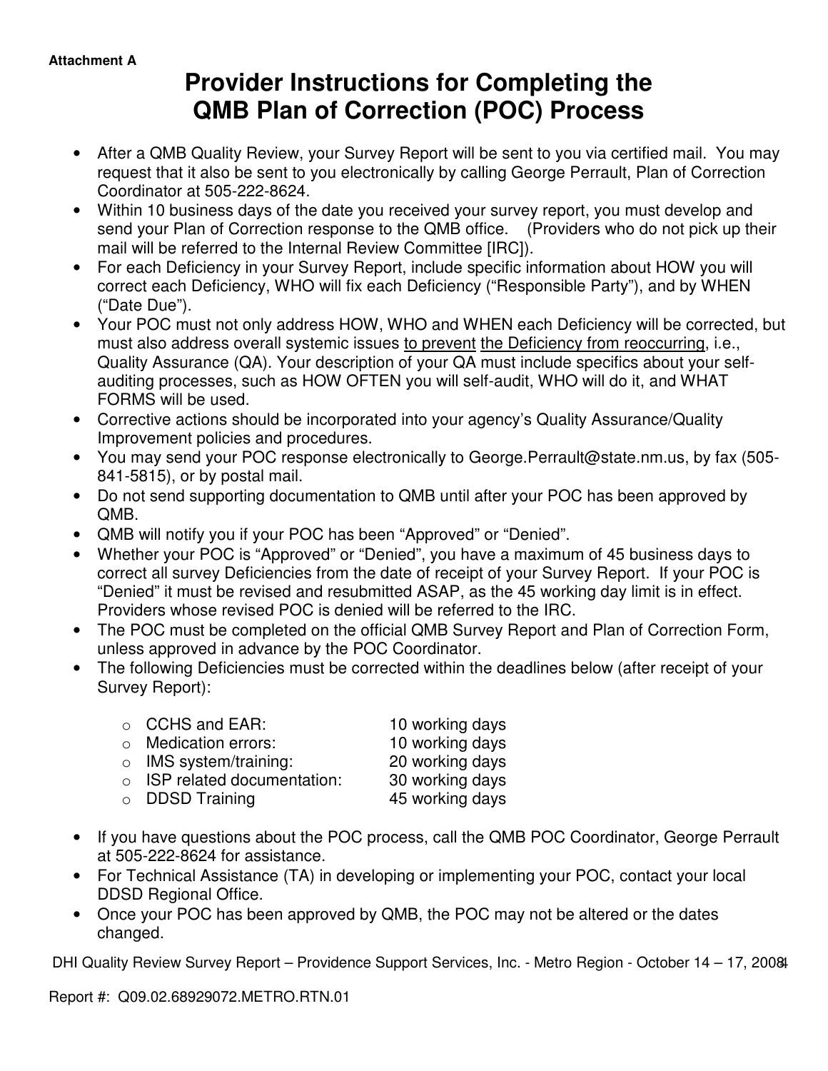Attachment A

# Provider Instructions for Completing the QMB Plan of Correction (POC) Process

- After a QMB Quality Review, your Survey Report will be sent to you via certified mail. You may request that it also be sent to you electronically by calling George Perrault, Plan of Correction Coordinator at 505-222-8624.
- Within 10 business days of the date you received your survey report, you must develop and send your Plan of Correction response to the QMB office. (Providers who do not pick up their mail will be referred to the Internal Review Committee [IRC]).
- For each Deficiency in your Survey Report, include specific information about HOW you will correct each Deficiency, WHO will fix each Deficiency ("Responsible Party"), and by WHEN ("Date Due").
- Your POC must not only address HOW, WHO and WHEN each Deficiency will be corrected, but must also address overall systemic issues <u>to prevent</u> <u>the Deficiency from reoccurring</u>, i.e., Quality Assurance (QA). Your description of your QA must include specifics about your self-auditing processes, such as HOW OFTEN you will self-audit, WHO will do it, and WHAT FORMS will be used.
- Corrective actions should be incorporated into your agency's Quality Assurance/Quality Improvement policies and procedures.
- You may send your POC response electronically to George.Perrault@state.nm.us, by fax (505-841-5815), or by postal mail.
- Do not send supporting documentation to QMB until after your POC has been approved by QMB.
- QMB will notify you if your POC has been "Approved" or "Denied".
- Whether your POC is "Approved" or "Denied", you have a maximum of 45 business days to correct all survey Deficiencies from the date of receipt of your Survey Report. If your POC is "Denied" it must be revised and resubmitted ASAP, as the 45 working day limit is in effect. Providers whose revised POC is denied will be referred to the IRC.
- The POC must be completed on the official QMB Survey Report and Plan of Correction Form, unless approved in advance by the POC Coordinator.
- The following Deficiencies must be corrected within the deadlines below (after receipt of your Survey Report):
  - CCHS and EAR: 10 working days
  - Medication errors: 10 working days
  - IMS system/training: 20 working days
  - ISP related documentation: 30 working days
  - DDSD Training 45 working days
- If you have questions about the POC process, call the QMB POC Coordinator, George Perrault at 505-222-8624 for assistance.
- For Technical Assistance (TA) in developing or implementing your POC, contact your local DDSD Regional Office.
- Once your POC has been approved by QMB, the POC may not be altered or the dates changed.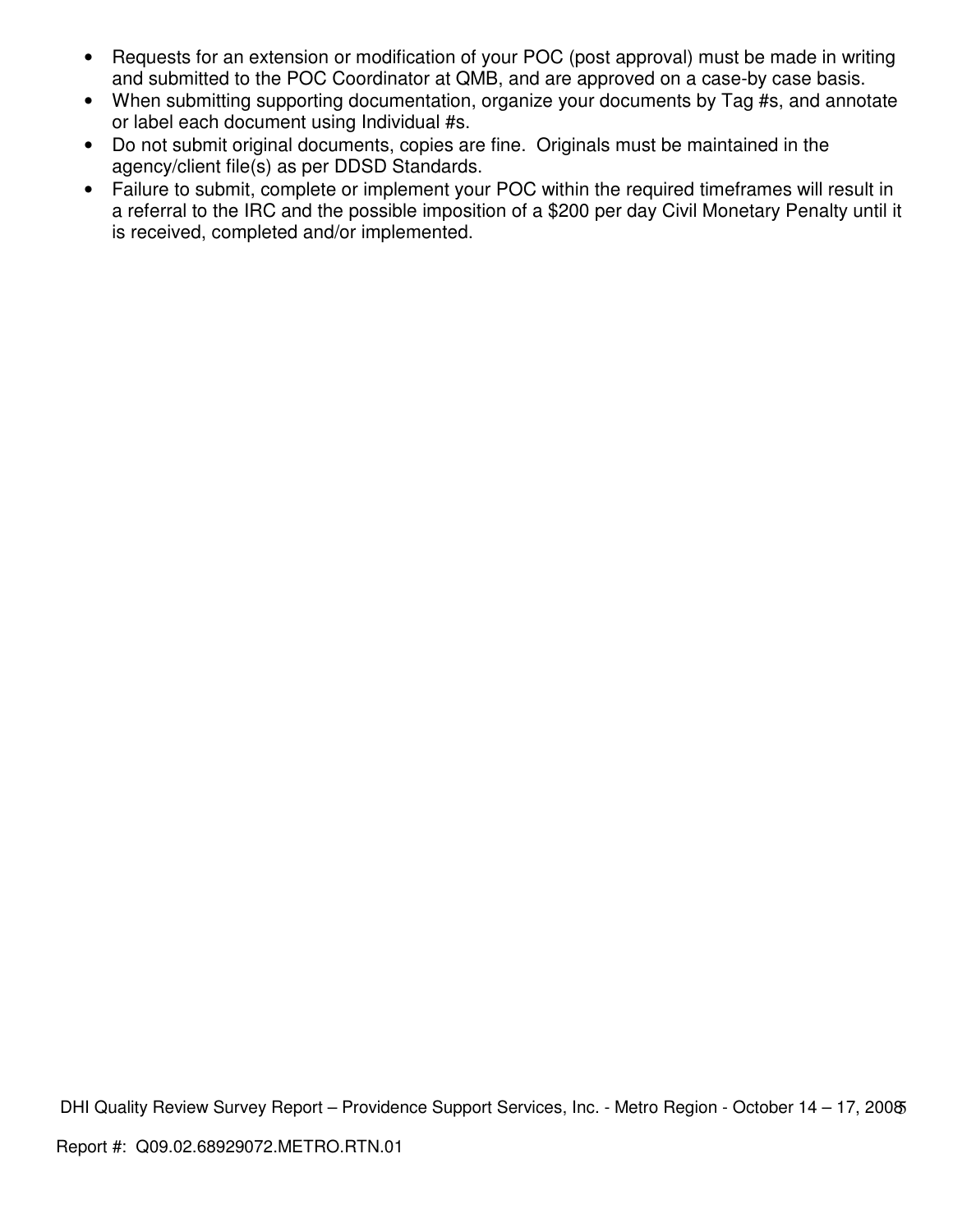- Requests for an extension or modification of your POC (post approval) must be made in writing and submitted to the POC Coordinator at QMB, and are approved on a case-by case basis.
- When submitting supporting documentation, organize your documents by Tag #s, and annotate or label each document using Individual #s.
- Do not submit original documents, copies are fine. Originals must be maintained in the agency/client file(s) as per DDSD Standards.
- Failure to submit, complete or implement your POC within the required timeframes will result in a referral to the IRC and the possible imposition of a $200 per day Civil Monetary Penalty until it is received, completed and/or implemented.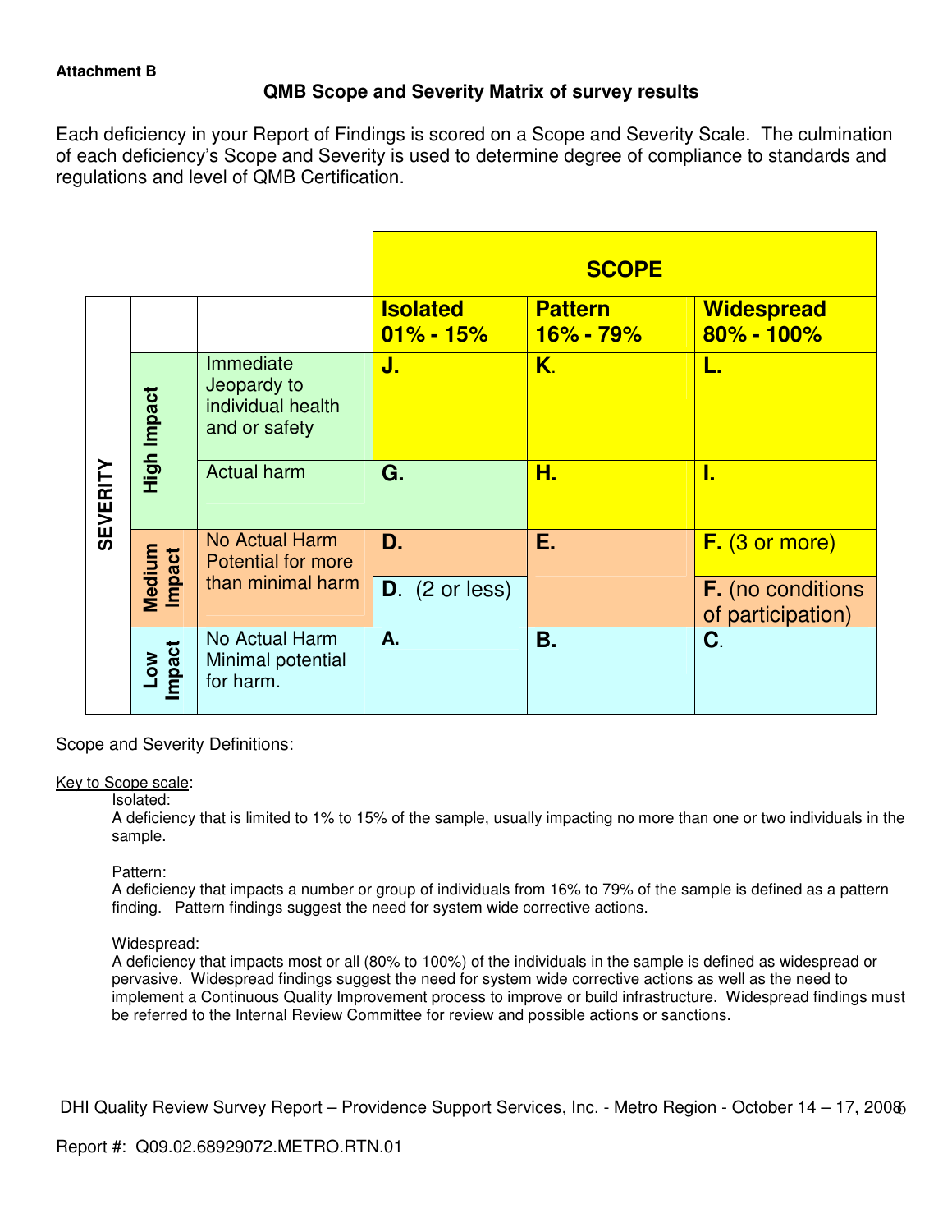**Attachment B**

## QMB Scope and Severity Matrix of survey results

Each deficiency in your Report of Findings is scored on a Scope and Severity Scale. The culmination of each deficiency's Scope and Severity is used to determine degree of compliance to standards and regulations and level of QMB Certification.

| SEVERITY | | | SCOPE | | |
|---|---|---|---|---|---|
| | | | **Isolated 01% - 15%** | **Pattern 16% - 79%** | **Widespread 80% - 100%** |
| | **High Impact** | Immediate Jeopardy to individual health and or safety | **J.** | **K.** | **L.** |
| | **High Impact** | Actual harm | **G.** | **H.** | **I.** |
| | **Medium Impact** | No Actual Harm Potential for more than minimal harm | **D.** | **E.** | **F.** (3 or more) |
| | **Medium Impact** | | **D.** (2 or less) | | **F.** (no conditions of participation) |
| | **Low Impact** | No Actual Harm Minimal potential for harm. | **A.** | **B.** | **C.** |

Scope and Severity Definitions:

Key to Scope scale:

Isolated:
A deficiency that is limited to 1% to 15% of the sample, usually impacting no more than one or two individuals in the sample.

Pattern:
A deficiency that impacts a number or group of individuals from 16% to 79% of the sample is defined as a pattern finding. Pattern findings suggest the need for system wide corrective actions.

Widespread:
A deficiency that impacts most or all (80% to 100%) of the individuals in the sample is defined as widespread or pervasive. Widespread findings suggest the need for system wide corrective actions as well as the need to implement a Continuous Quality Improvement process to improve or build infrastructure. Widespread findings must be referred to the Internal Review Committee for review and possible actions or sanctions.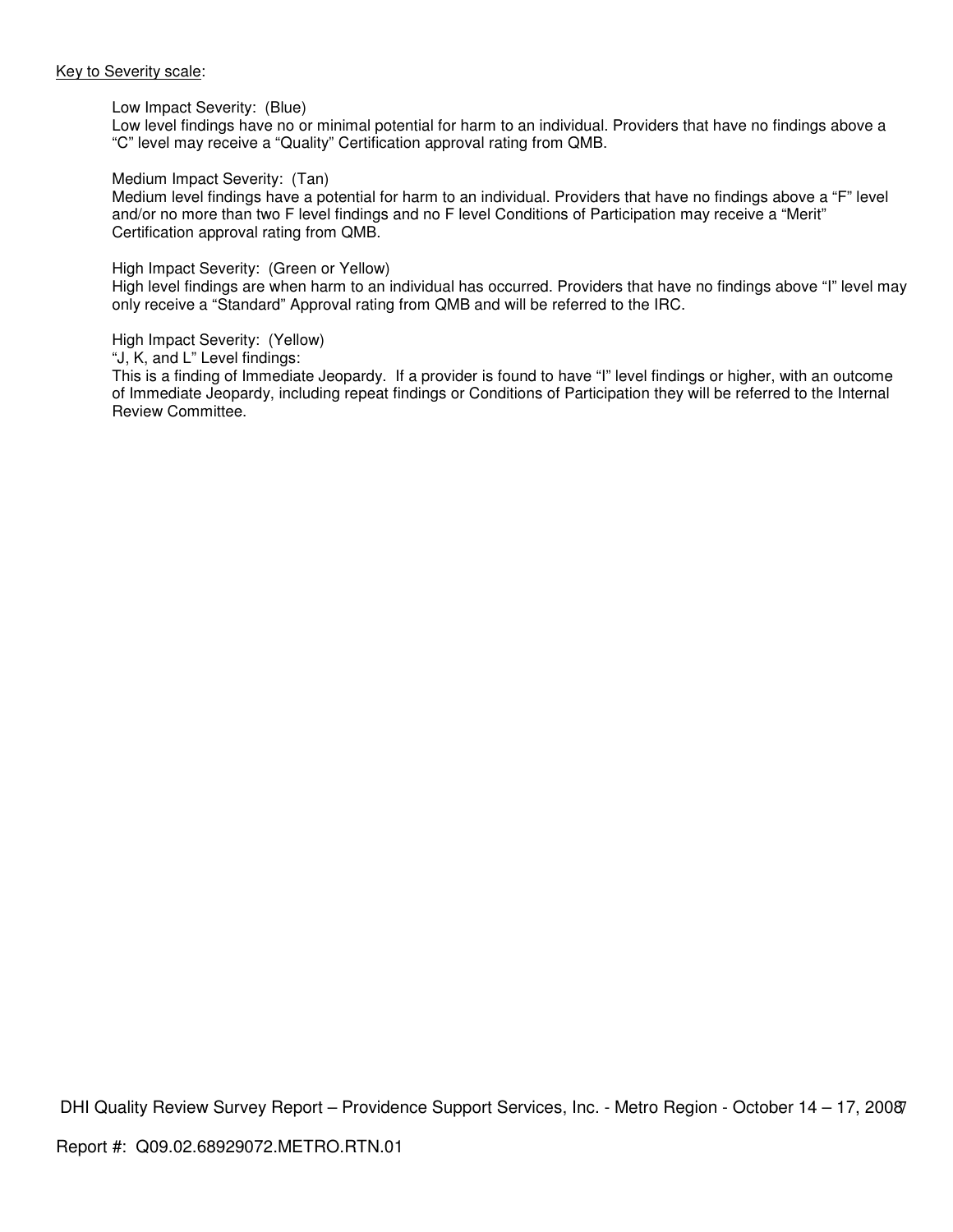Key to Severity scale:

Low Impact Severity: (Blue)
Low level findings have no or minimal potential for harm to an individual. Providers that have no findings above a "C" level may receive a "Quality" Certification approval rating from QMB.

Medium Impact Severity: (Tan)
Medium level findings have a potential for harm to an individual. Providers that have no findings above a "F" level and/or no more than two F level findings and no F level Conditions of Participation may receive a "Merit" Certification approval rating from QMB.

High Impact Severity: (Green or Yellow)
High level findings are when harm to an individual has occurred. Providers that have no findings above "I" level may only receive a "Standard" Approval rating from QMB and will be referred to the IRC.

High Impact Severity: (Yellow)
"J, K, and L" Level findings:
This is a finding of Immediate Jeopardy. If a provider is found to have "I" level findings or higher, with an outcome of Immediate Jeopardy, including repeat findings or Conditions of Participation they will be referred to the Internal Review Committee.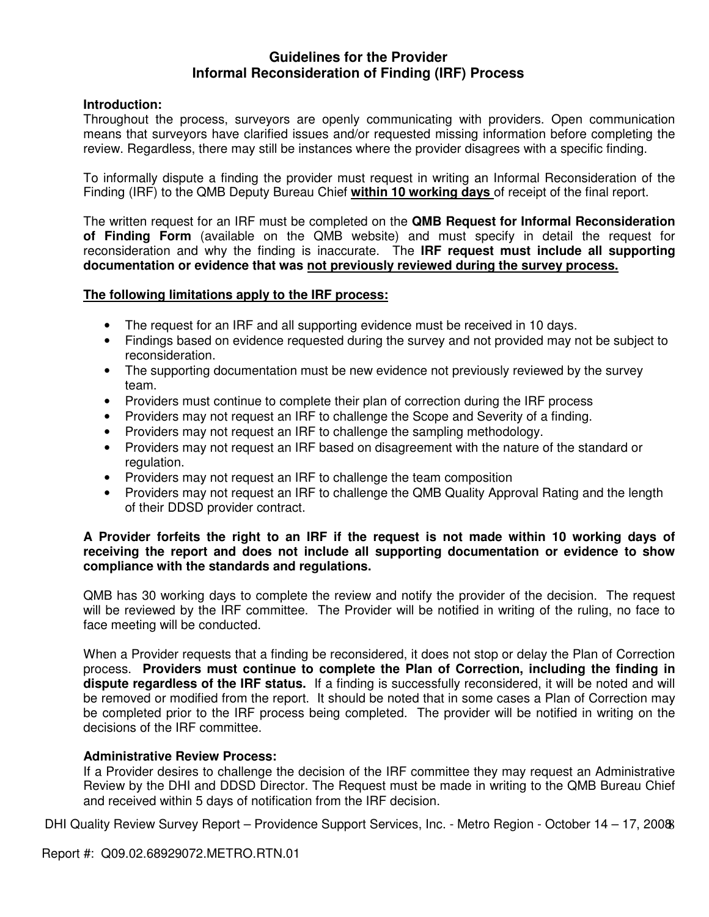## Guidelines for the Provider
## Informal Reconsideration of Finding (IRF) Process

**Introduction:**
Throughout the process, surveyors are openly communicating with providers. Open communication means that surveyors have clarified issues and/or requested missing information before completing the review. Regardless, there may still be instances where the provider disagrees with a specific finding.

To informally dispute a finding the provider must request in writing an Informal Reconsideration of the Finding (IRF) to the QMB Deputy Bureau Chief **within 10 working days** of receipt of the final report.

The written request for an IRF must be completed on the **QMB Request for Informal Reconsideration of Finding Form** (available on the QMB website) and must specify in detail the request for reconsideration and why the finding is inaccurate. The **IRF request must include all supporting documentation or evidence that was not previously reviewed during the survey process.**

**The following limitations apply to the IRF process:**

- The request for an IRF and all supporting evidence must be received in 10 days.
- Findings based on evidence requested during the survey and not provided may not be subject to reconsideration.
- The supporting documentation must be new evidence not previously reviewed by the survey team.
- Providers must continue to complete their plan of correction during the IRF process
- Providers may not request an IRF to challenge the Scope and Severity of a finding.
- Providers may not request an IRF to challenge the sampling methodology.
- Providers may not request an IRF based on disagreement with the nature of the standard or regulation.
- Providers may not request an IRF to challenge the team composition
- Providers may not request an IRF to challenge the QMB Quality Approval Rating and the length of their DDSD provider contract.

**A Provider forfeits the right to an IRF if the request is not made within 10 working days of receiving the report and does not include all supporting documentation or evidence to show compliance with the standards and regulations.**

QMB has 30 working days to complete the review and notify the provider of the decision. The request will be reviewed by the IRF committee. The Provider will be notified in writing of the ruling, no face to face meeting will be conducted.

When a Provider requests that a finding be reconsidered, it does not stop or delay the Plan of Correction process. **Providers must continue to complete the Plan of Correction, including the finding in dispute regardless of the IRF status.** If a finding is successfully reconsidered, it will be noted and will be removed or modified from the report. It should be noted that in some cases a Plan of Correction may be completed prior to the IRF process being completed. The provider will be notified in writing on the decisions of the IRF committee.

**Administrative Review Process:**
If a Provider desires to challenge the decision of the IRF committee they may request an Administrative Review by the DHI and DDSD Director. The Request must be made in writing to the QMB Bureau Chief and received within 5 days of notification from the IRF decision.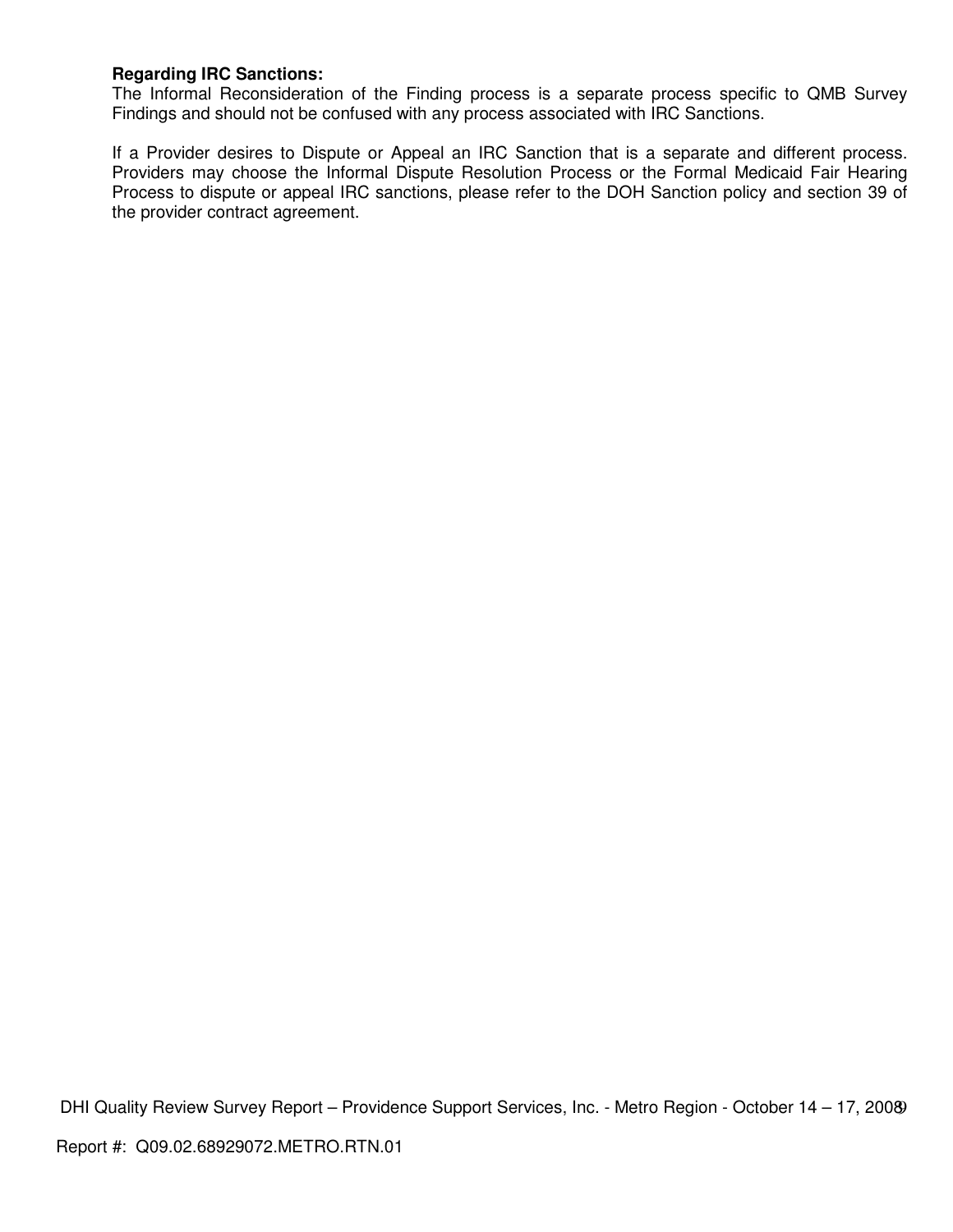**Regarding IRC Sanctions:**

The Informal Reconsideration of the Finding process is a separate process specific to QMB Survey Findings and should not be confused with any process associated with IRC Sanctions.

If a Provider desires to Dispute or Appeal an IRC Sanction that is a separate and different process. Providers may choose the Informal Dispute Resolution Process or the Formal Medicaid Fair Hearing Process to dispute or appeal IRC sanctions, please refer to the DOH Sanction policy and section 39 of the provider contract agreement.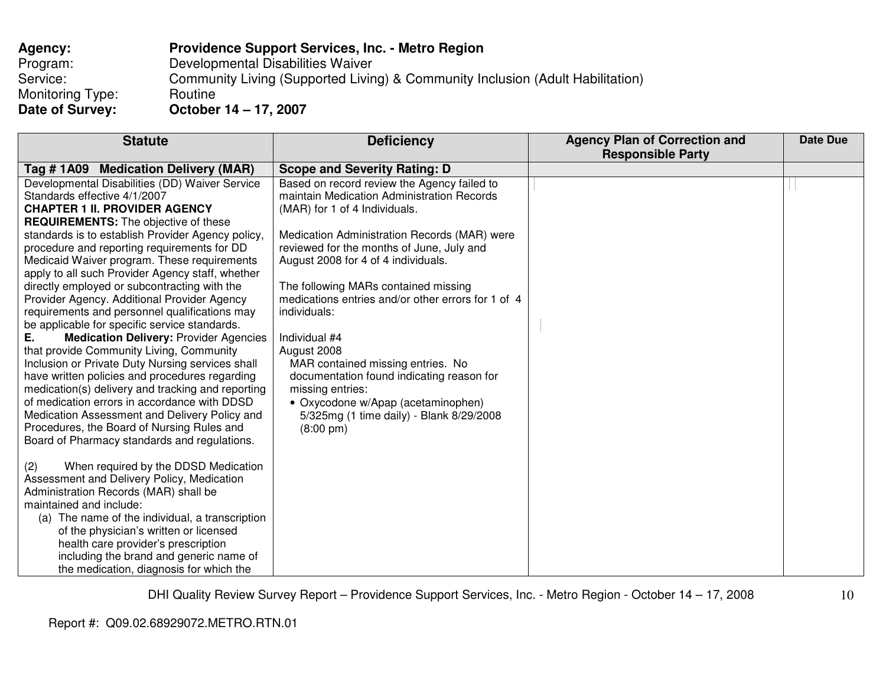**Agency:** **Providence Support Services, Inc. - Metro Region**
Program: Developmental Disabilities Waiver
Service: Community Living (Supported Living) & Community Inclusion (Adult Habilitation)
Monitoring Type: Routine
**Date of Survey:** **October 14 – 17, 2007**

| Statute | Deficiency | Agency Plan of Correction and Responsible Party | Date Due |
|---|---|---|---|
| **Tag # 1A09 Medication Delivery (MAR)** | **Scope and Severity Rating: D** | | |
| Developmental Disabilities (DD) Waiver Service Standards effective 4/1/2007<br>**CHAPTER 1 II. PROVIDER AGENCY REQUIREMENTS:** The objective of these standards is to establish Provider Agency policy, procedure and reporting requirements for DD Medicaid Waiver program. These requirements apply to all such Provider Agency staff, whether directly employed or subcontracting with the Provider Agency. Additional Provider Agency requirements and personnel qualifications may be applicable for specific service standards.<br>**E. Medication Delivery:** Provider Agencies that provide Community Living, Community Inclusion or Private Duty Nursing services shall have written policies and procedures regarding medication(s) delivery and tracking and reporting of medication errors in accordance with DDSD Medication Assessment and Delivery Policy and Procedures, the Board of Nursing Rules and Board of Pharmacy standards and regulations.<br><br>(2) When required by the DDSD Medication Assessment and Delivery Policy, Medication Administration Records (MAR) shall be maintained and include:<br>(a) The name of the individual, a transcription of the physician's written or licensed health care provider's prescription including the brand and generic name of the medication, diagnosis for which the | Based on record review the Agency failed to maintain Medication Administration Records (MAR) for 1 of 4 Individuals.<br><br>Medication Administration Records (MAR) were reviewed for the months of June, July and August 2008 for 4 of 4 individuals.<br><br>The following MARs contained missing medications entries and/or other errors for 1 of 4 individuals:<br><br>Individual #4<br>August 2008<br>MAR contained missing entries. No documentation found indicating reason for missing entries:<br>• Oxycodone w/Apap (acetaminophen) 5/325mg (1 time daily) - Blank 8/29/2008 (8:00 pm) | | |

Report #: Q09.02.68929072.METRO.RTN.01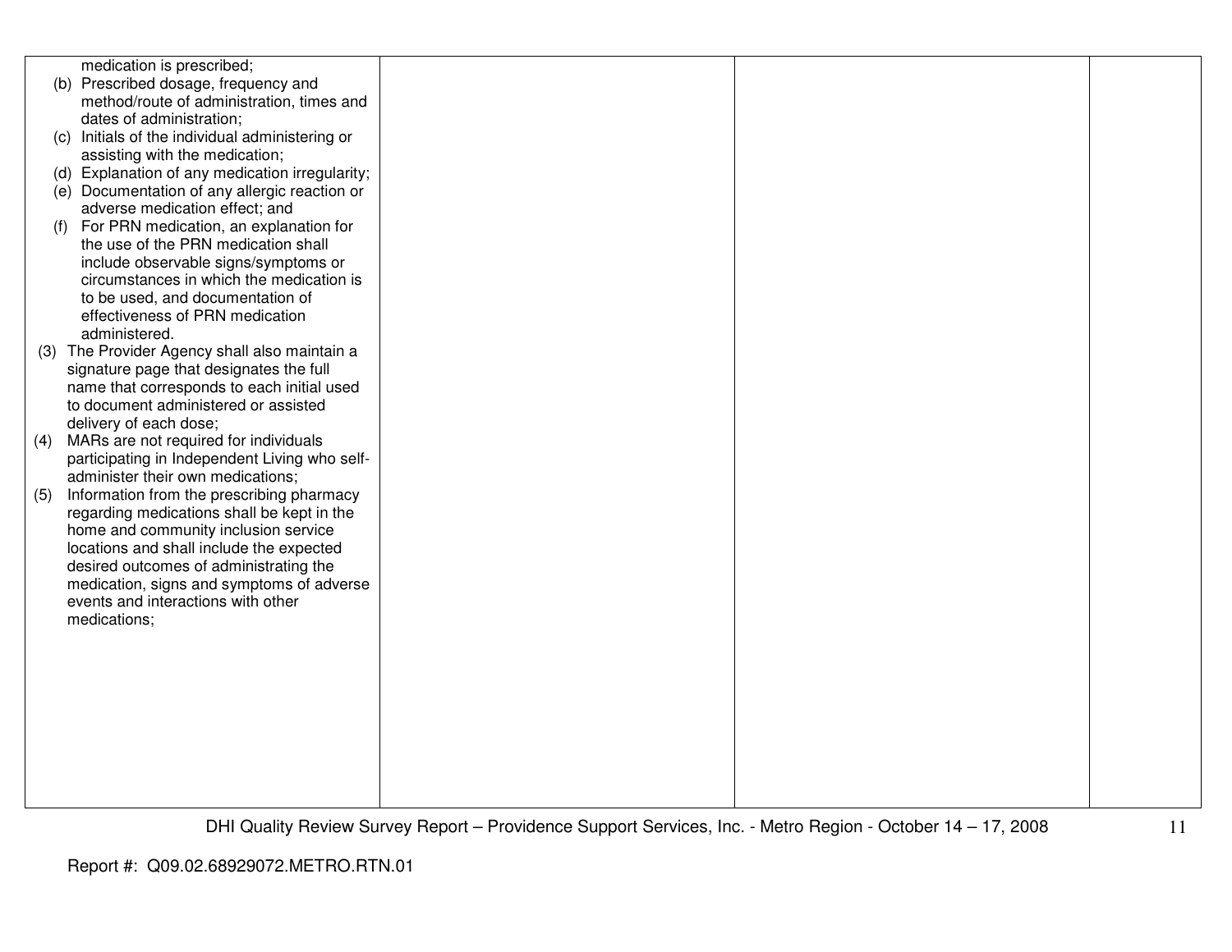| | | | |
|---|---|---|---|
| medication is prescribed;<br>(b) Prescribed dosage, frequency and method/route of administration, times and dates of administration;<br>(c) Initials of the individual administering or assisting with the medication;<br>(d) Explanation of any medication irregularity;<br>(e) Documentation of any allergic reaction or adverse medication effect; and<br>(f) For PRN medication, an explanation for the use of the PRN medication shall include observable signs/symptoms or circumstances in which the medication is to be used, and documentation of effectiveness of PRN medication administered.<br>(3) The Provider Agency shall also maintain a signature page that designates the full name that corresponds to each initial used to document administered or assisted delivery of each dose;<br>(4) MARs are not required for individuals participating in Independent Living who self-administer their own medications;<br>(5) Information from the prescribing pharmacy regarding medications shall be kept in the home and community inclusion service locations and shall include the expected desired outcomes of administrating the medication, signs and symptoms of adverse events and interactions with other medications; | | | |

DHI Quality Review Survey Report – Providence Support Services, Inc. - Metro Region - October 14 – 17, 2008

Report #: Q09.02.68929072.METRO.RTN.01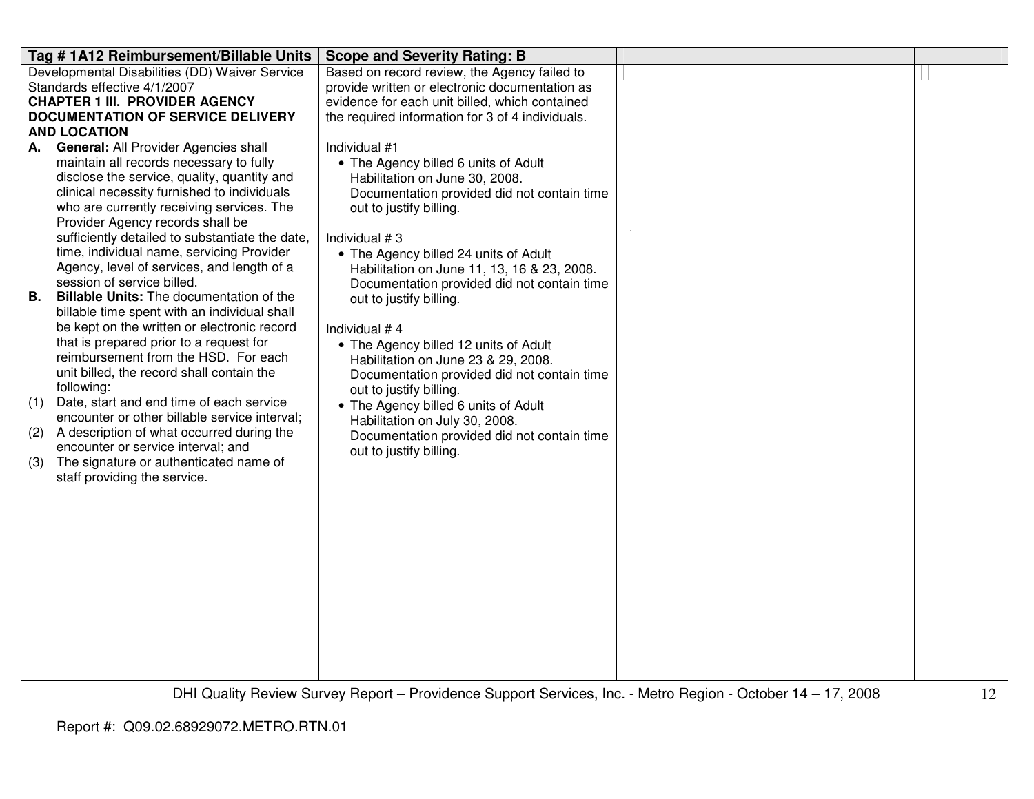| Tag # 1A12 Reimbursement/Billable Units | Scope and Severity Rating: B | | |
|---|---|---|---|
| Developmental Disabilities (DD) Waiver Service Standards effective 4/1/2007<br>**CHAPTER 1 III. PROVIDER AGENCY DOCUMENTATION OF SERVICE DELIVERY AND LOCATION**<br>**A. General:** All Provider Agencies shall maintain all records necessary to fully disclose the service, quality, quantity and clinical necessity furnished to individuals who are currently receiving services. The Provider Agency records shall be sufficiently detailed to substantiate the date, time, individual name, servicing Provider Agency, level of services, and length of a session of service billed.<br>**B. Billable Units:** The documentation of the billable time spent with an individual shall be kept on the written or electronic record that is prepared prior to a request for reimbursement from the HSD. For each unit billed, the record shall contain the following:<br>(1) Date, start and end time of each service encounter or other billable service interval;<br>(2) A description of what occurred during the encounter or service interval; and<br>(3) The signature or authenticated name of staff providing the service. | Based on record review, the Agency failed to provide written or electronic documentation as evidence for each unit billed, which contained the required information for 3 of 4 individuals.<br><br>Individual #1<br>• The Agency billed 6 units of Adult Habilitation on June 30, 2008. Documentation provided did not contain time out to justify billing.<br><br>Individual # 3<br>• The Agency billed 24 units of Adult Habilitation on June 11, 13, 16 & 23, 2008. Documentation provided did not contain time out to justify billing.<br><br>Individual # 4<br>• The Agency billed 12 units of Adult Habilitation on June 23 & 29, 2008. Documentation provided did not contain time out to justify billing.<br>• The Agency billed 6 units of Adult Habilitation on July 30, 2008. Documentation provided did not contain time out to justify billing. | | |

Report #: Q09.02.68929072.METRO.RTN.01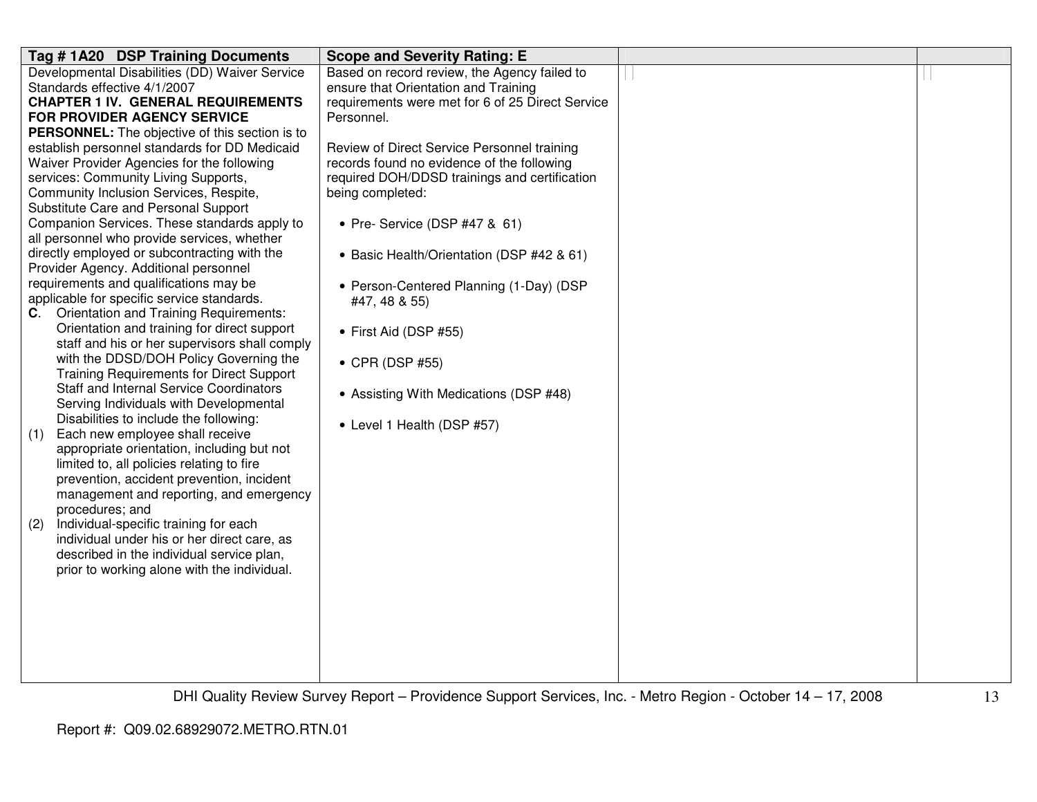| Tag # 1A20 DSP Training Documents | Scope and Severity Rating: E | | |
|---|---|---|---|
| Developmental Disabilities (DD) Waiver Service Standards effective 4/1/2007<br>**CHAPTER 1 IV. GENERAL REQUIREMENTS FOR PROVIDER AGENCY SERVICE PERSONNEL:** The objective of this section is to establish personnel standards for DD Medicaid Waiver Provider Agencies for the following services: Community Living Supports, Community Inclusion Services, Respite, Substitute Care and Personal Support Companion Services. These standards apply to all personnel who provide services, whether directly employed or subcontracting with the Provider Agency. Additional personnel requirements and qualifications may be applicable for specific service standards.<br>**C**. Orientation and Training Requirements: Orientation and training for direct support staff and his or her supervisors shall comply with the DDSD/DOH Policy Governing the Training Requirements for Direct Support Staff and Internal Service Coordinators Serving Individuals with Developmental Disabilities to include the following:<br>(1) Each new employee shall receive appropriate orientation, including but not limited to, all policies relating to fire prevention, accident prevention, incident management and reporting, and emergency procedures; and<br>(2) Individual-specific training for each individual under his or her direct care, as described in the individual service plan, prior to working alone with the individual. | Based on record review, the Agency failed to ensure that Orientation and Training requirements were met for 6 of 25 Direct Service Personnel.<br><br>Review of Direct Service Personnel training records found no evidence of the following required DOH/DDSD trainings and certification being completed:<br><br>• Pre- Service (DSP #47 & 61)<br><br>• Basic Health/Orientation (DSP #42 & 61)<br><br>• Person-Centered Planning (1-Day) (DSP #47, 48 & 55)<br><br>• First Aid (DSP #55)<br><br>• CPR (DSP #55)<br><br>• Assisting With Medications (DSP #48)<br><br>• Level 1 Health (DSP #57) | | |

DHI Quality Review Survey Report – Providence Support Services, Inc. - Metro Region - October 14 – 17, 2008

Report #: Q09.02.68929072.METRO.RTN.01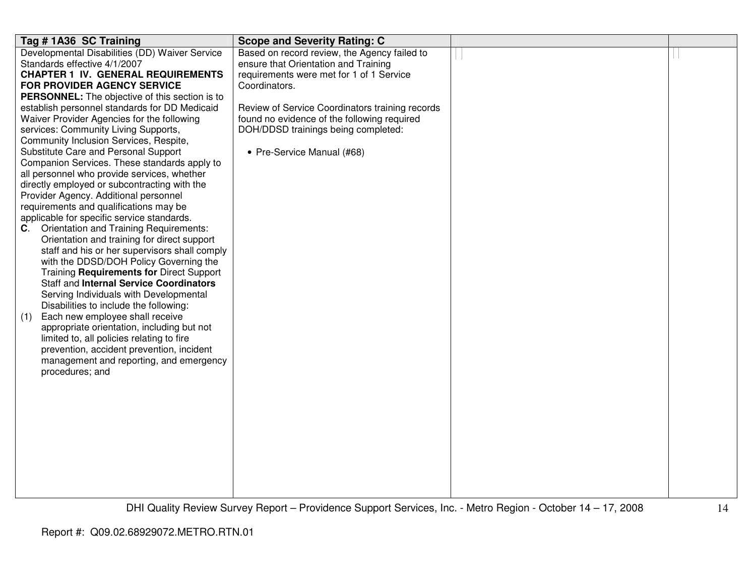| Tag # 1A36 SC Training | Scope and Severity Rating: C | | |
|---|---|---|---|
| Developmental Disabilities (DD) Waiver Service Standards effective 4/1/2007<br>**CHAPTER 1 IV. GENERAL REQUIREMENTS FOR PROVIDER AGENCY SERVICE PERSONNEL:** The objective of this section is to establish personnel standards for DD Medicaid Waiver Provider Agencies for the following services: Community Living Supports, Community Inclusion Services, Respite, Substitute Care and Personal Support Companion Services. These standards apply to all personnel who provide services, whether directly employed or subcontracting with the Provider Agency. Additional personnel requirements and qualifications may be applicable for specific service standards.<br>**C**. Orientation and Training Requirements: Orientation and training for direct support staff and his or her supervisors shall comply with the DDSD/DOH Policy Governing the Training **Requirements for** Direct Support Staff and **Internal Service Coordinators** Serving Individuals with Developmental Disabilities to include the following:<br>(1) Each new employee shall receive appropriate orientation, including but not limited to, all policies relating to fire prevention, accident prevention, incident management and reporting, and emergency procedures; and | Based on record review, the Agency failed to ensure that Orientation and Training requirements were met for 1 of 1 Service Coordinators.<br><br>Review of Service Coordinators training records found no evidence of the following required DOH/DDSD trainings being completed:<br><br>• Pre-Service Manual (#68) | | |

Report #: Q09.02.68929072.METRO.RTN.01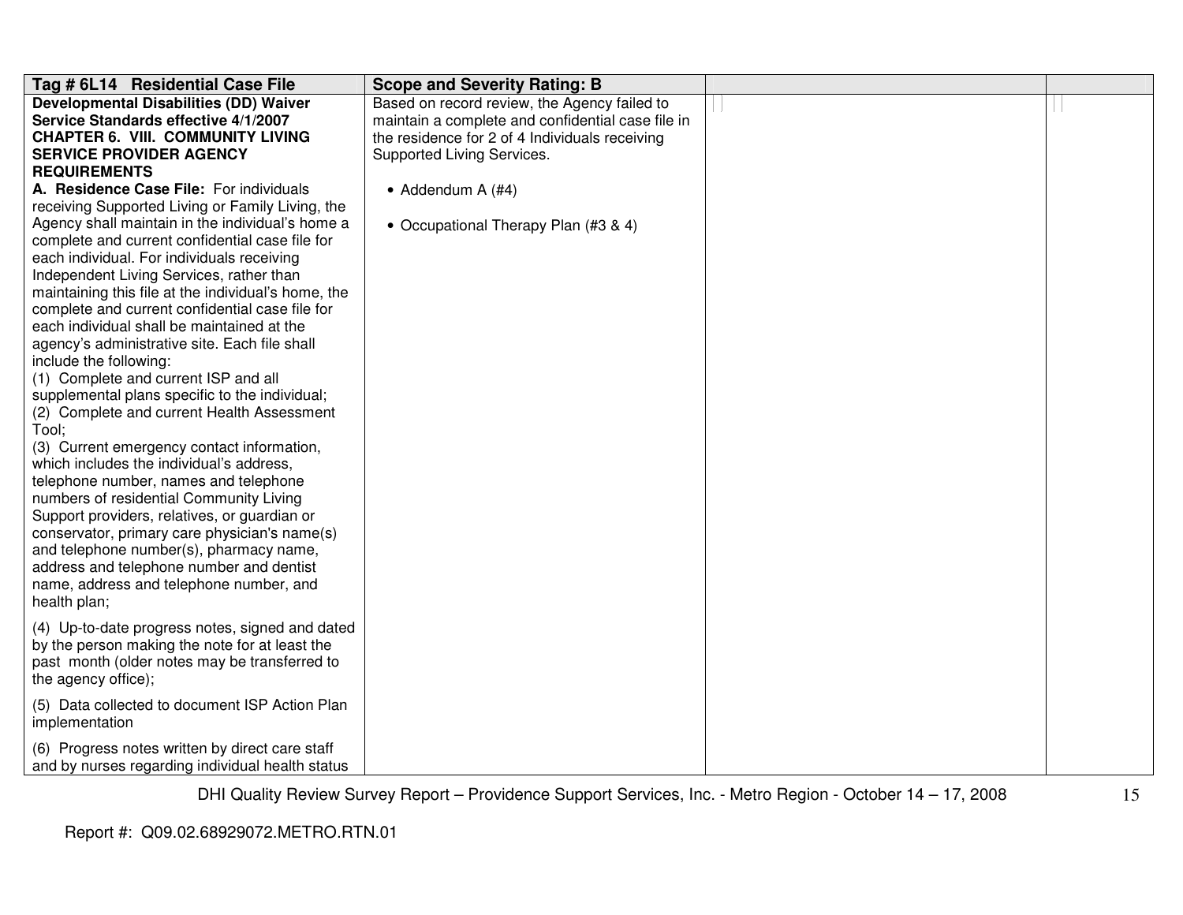| Tag # 6L14 Residential Case File | Scope and Severity Rating: B | | |
|---|---|---|---|
| **Developmental Disabilities (DD) Waiver Service Standards effective 4/1/2007 CHAPTER 6. VIII. COMMUNITY LIVING SERVICE PROVIDER AGENCY REQUIREMENTS**<br>**A. Residence Case File:** For individuals receiving Supported Living or Family Living, the Agency shall maintain in the individual's home a complete and current confidential case file for each individual. For individuals receiving Independent Living Services, rather than maintaining this file at the individual's home, the complete and current confidential case file for each individual shall be maintained at the agency's administrative site. Each file shall include the following:<br>(1) Complete and current ISP and all supplemental plans specific to the individual;<br>(2) Complete and current Health Assessment Tool;<br>(3) Current emergency contact information, which includes the individual's address, telephone number, names and telephone numbers of residential Community Living Support providers, relatives, or guardian or conservator, primary care physician's name(s) and telephone number(s), pharmacy name, address and telephone number and dentist name, address and telephone number, and health plan;<br>(4) Up-to-date progress notes, signed and dated by the person making the note for at least the past month (older notes may be transferred to the agency office);<br>(5) Data collected to document ISP Action Plan implementation<br>(6) Progress notes written by direct care staff and by nurses regarding individual health status | Based on record review, the Agency failed to maintain a complete and confidential case file in the residence for 2 of 4 Individuals receiving Supported Living Services.<br><br>• Addendum A (#4)<br><br>• Occupational Therapy Plan (#3 & 4) | | |

DHI Quality Review Survey Report – Providence Support Services, Inc. - Metro Region - October 14 – 17, 2008

Report #: Q09.02.68929072.METRO.RTN.01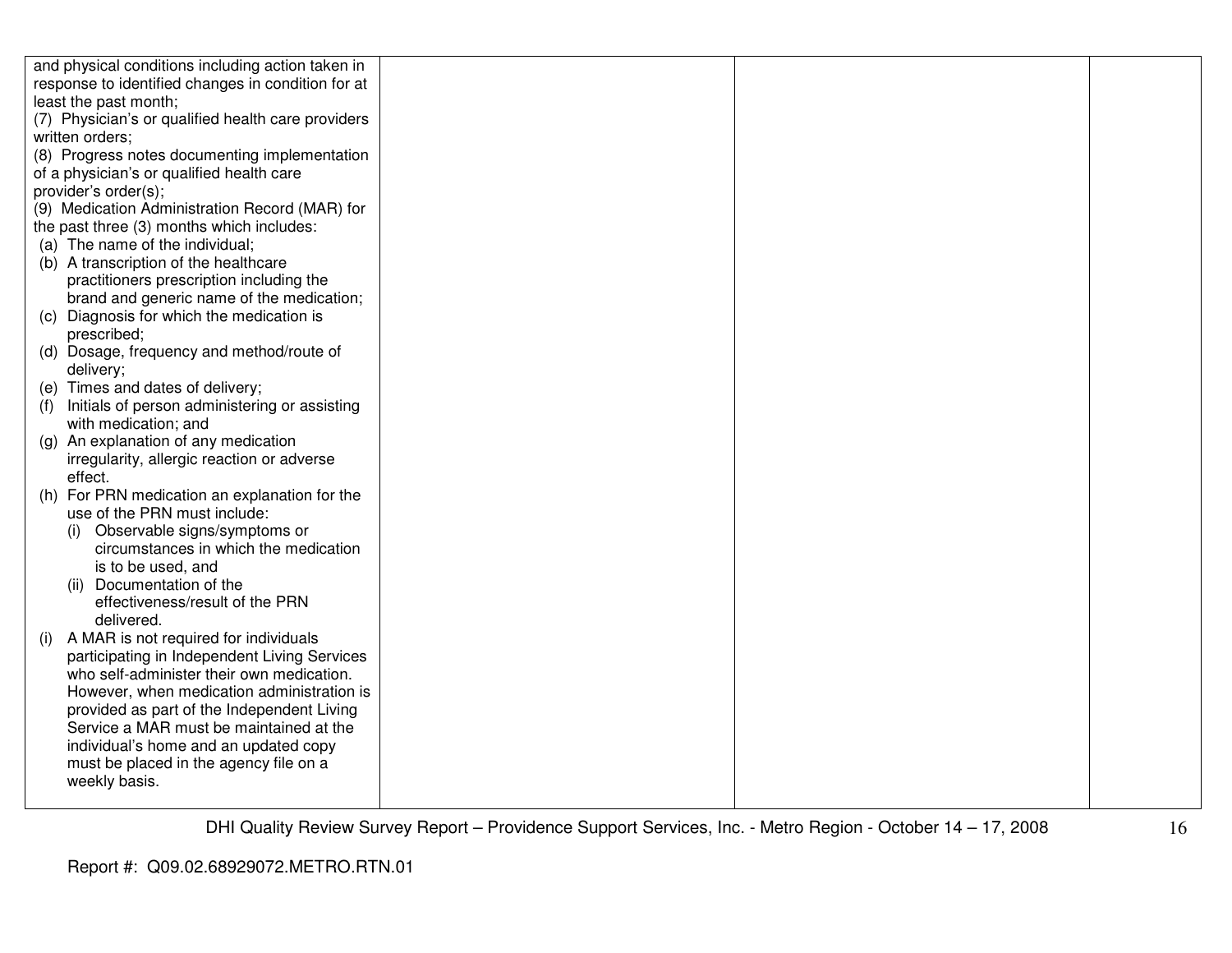| | | | |
|---|---|---|---|
| and physical conditions including action taken in response to identified changes in condition for at least the past month;<br>(7) Physician's or qualified health care providers written orders;<br>(8) Progress notes documenting implementation of a physician's or qualified health care provider's order(s);<br>(9) Medication Administration Record (MAR) for the past three (3) months which includes:<br>(a) The name of the individual;<br>(b) A transcription of the healthcare practitioners prescription including the brand and generic name of the medication;<br>(c) Diagnosis for which the medication is prescribed;<br>(d) Dosage, frequency and method/route of delivery;<br>(e) Times and dates of delivery;<br>(f) Initials of person administering or assisting with medication; and<br>(g) An explanation of any medication irregularity, allergic reaction or adverse effect.<br>(h) For PRN medication an explanation for the use of the PRN must include:<br>(i) Observable signs/symptoms or circumstances in which the medication is to be used, and<br>(ii) Documentation of the effectiveness/result of the PRN delivered.<br>(i) A MAR is not required for individuals participating in Independent Living Services who self-administer their own medication. However, when medication administration is provided as part of the Independent Living Service a MAR must be maintained at the individual's home and an updated copy must be placed in the agency file on a weekly basis. | | | |

DHI Quality Review Survey Report – Providence Support Services, Inc. - Metro Region - October 14 – 17, 2008

Report #: Q09.02.68929072.METRO.RTN.01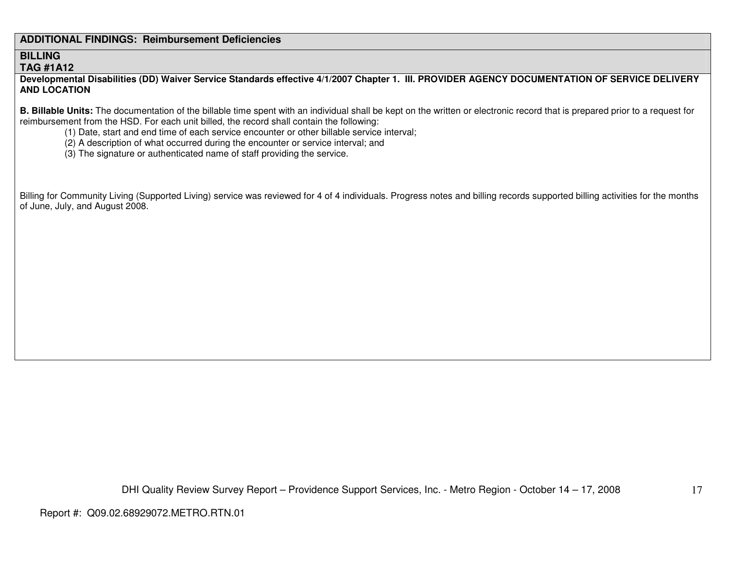**ADDITIONAL FINDINGS: Reimbursement Deficiencies**

**BILLING**
**TAG #1A12**

**Developmental Disabilities (DD) Waiver Service Standards effective 4/1/2007 Chapter 1. III. PROVIDER AGENCY DOCUMENTATION OF SERVICE DELIVERY AND LOCATION**

**B. Billable Units:** The documentation of the billable time spent with an individual shall be kept on the written or electronic record that is prepared prior to a request for reimbursement from the HSD. For each unit billed, the record shall contain the following:

(1) Date, start and end time of each service encounter or other billable service interval;
(2) A description of what occurred during the encounter or service interval; and
(3) The signature or authenticated name of staff providing the service.

Billing for Community Living (Supported Living) service was reviewed for 4 of 4 individuals. Progress notes and billing records supported billing activities for the months of June, July, and August 2008.